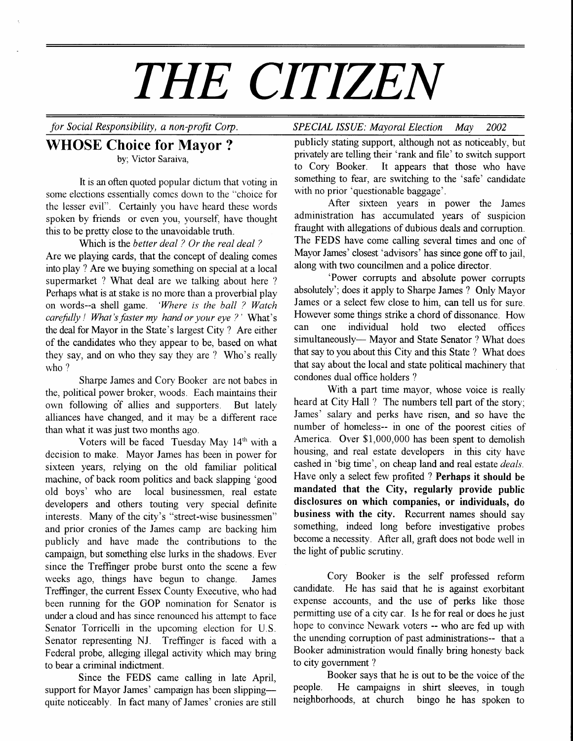# THE CITIZEN

*for Social Responsibility, a non-profit Corp.* *SPECIAL ISSUE: Mayoral Election May 2002*

## WHOSE Choice for Mayor ?

by; Victor Saraiva,

It is an often quoted popular dictum that voting in some elections essentially comes down to the "choice for the lesser evil". Certainly you have heard these words spoken by friends or even you, yourself, have thought this to be pretty close to the unavoidable truth.

Which is the *better deal ? Or the real deal ?* Are we playing cards, that the concept of dealing comes into play ? Are we buying something on special at a local supermarket ? What deal are we talking about here ? Perhaps what is at stake is no more than a proverbial play on words--a shell game. *'Where is the ball ? Watch carefully ! What's faster my hand or your eye ?'* What's the deal for Mayor in the State's largest City ? Are either of the candidates who they appear to be, based on what they say, and on who they say they are ? Who's really who ?

Sharpe James and Cory Booker are not babes in the, political power broker, woods. Each maintains their own following of allies and supporters. But lately alliances have changed, and it may be a different race than what it was just two months ago.

Voters will be faced Tuesday May 14th with a decision to make. Mayor James has been in power for sixteen years, relying on the old familiar political machine, of back room politics and back slapping 'good old boys' who are local businessmen, real estate developers and others touting very special definite interests. Many of the city's "street-wise businessmen" and prior cronies of the James camp are backing him publicly and have made the contributions to the campaign, but something else lurks in the shadows. Ever since the Treffinger probe burst onto the scene a few weeks ago, things have begun to change. James Treffinger, the current Essex County Executive, who had been running for the GOP nomination for Senator is under a cloud and has since renounced his attempt to face Senator Torricelli in the upcoming election for U.S. Senator representing NJ. Treffinger is faced with a Federal probe, alleging illegal activity which may bring to bear a criminal indictment.

Since the FEDS came calling in late April, support for Mayor James' campaign has been slipping— quite noticeably. In fact many of James' cronies are still publicly stating support, although not as noticeably, but privately are telling their 'rank and file' to switch support to Cory Booker. It appears that those who have something to fear, are switching to the 'safe' candidate with no prior 'questionable baggage'.

After sixteen years in power the James administration has accumulated years of suspicion fraught with allegations of dubious deals and corruption. The FEDS have come calling several times and one of Mayor James' closest 'advisors' has since gone off to jail, along with two councilmen and a police director.

'Power corrupts and absolute power corrupts absolutely'; does it apply to Sharpe James ? Only Mayor James or a select few close to him, can tell us for sure. However some things strike a chord of dissonance. How can one individual hold two elected offices simultaneously— Mayor and State Senator ? What does that say to you about this City and this State ? What does that say about the local and state political machinery that condones dual office holders ?

With a part time mayor, whose voice is really heard at City Hall ? The numbers tell part of the story; James' salary and perks have risen, and so have the number of homeless-- in one of the poorest cities of America. Over $1,000,000 has been spent to demolish housing, and real estate developers in this city have cashed in 'big time', on cheap land and real estate *deals*. Have only a select few profited ? **Perhaps it should be mandated that the City, regularly provide public disclosures on which companies, or individuals, do business with the city.** Recurrent names should say something, indeed long before investigative probes become a necessity. After all, graft does not bode well in the light of public scrutiny.

Cory Booker is the self professed reform candidate. He has said that he is against exorbitant expense accounts, and the use of perks like those permitting use of a city car. Is he for real or does he just hope to convince Newark voters -- who are fed up with the unending corruption of past administrations-- that a Booker administration would finally bring honesty back to city government ?

Booker says that he is out to be the voice of the people. He campaigns in shirt sleeves, in tough neighborhoods, at church bingo he has spoken to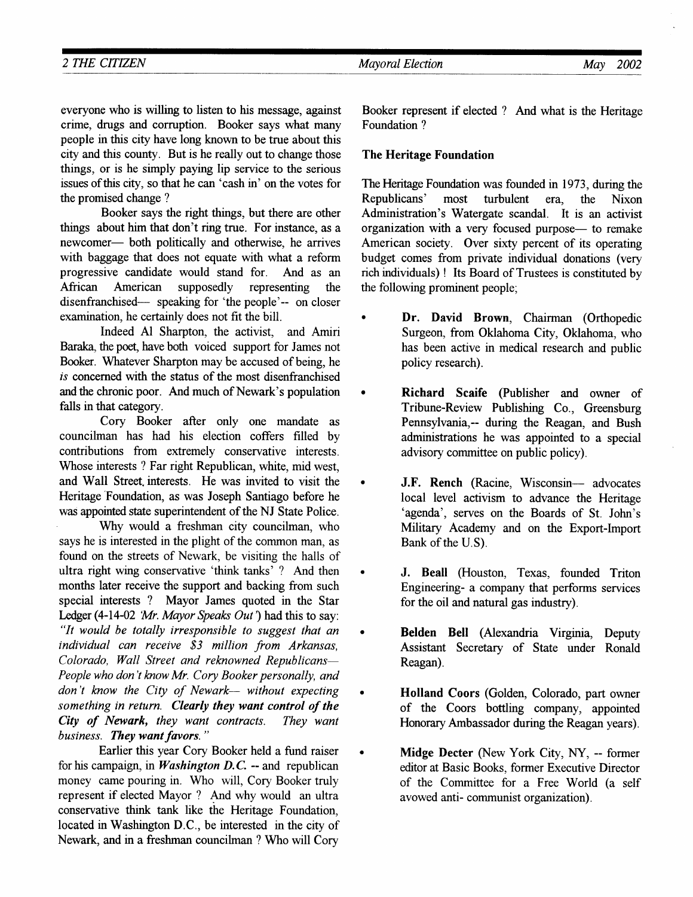everyone who is willing to listen to his message, against crime, drugs and corruption. Booker says what many people in this city have long known to be true about this city and this county. But is he really out to change those things, or is he simply paying lip service to the serious issues of this city, so that he can 'cash in' on the votes for the promised change ?

Booker says the right things, but there are other things about him that don't ring true. For instance, as a newcomer— both politically and otherwise, he arrives with baggage that does not equate with what a reform progressive candidate would stand for. And as an African American supposedly representing the disenfranchised— speaking for 'the people'-- on closer examination, he certainly does not fit the bill.

Indeed Al Sharpton, the activist, and Amiri Baraka, the poet, have both voiced support for James not Booker. Whatever Sharpton may be accused of being, he *is* concerned with the status of the most disenfranchised and the chronic poor. And much of Newark's population falls in that category.

Cory Booker after only one mandate as councilman has had his election coffers filled by contributions from extremely conservative interests. Whose interests ? Far right Republican, white, mid west, and Wall Street, interests. He was invited to visit the Heritage Foundation, as was Joseph Santiago before he was appointed state superintendent of the NJ State Police.

Why would a freshman city councilman, who says he is interested in the plight of the common man, as found on the streets of Newark, be visiting the halls of ultra right wing conservative 'think tanks' ? And then months later receive the support and backing from such special interests ? Mayor James quoted in the Star Ledger (4-14-02 *'Mr. Mayor Speaks Out'*) had this to say: *"It would be totally irresponsible to suggest that an individual can receive $3 million from Arkansas, Colorado, Wall Street and reknowned Republicans— People who don't know Mr. Cory Booker personally, and don't know the City of Newark— without expecting something in return.* ***Clearly they want control of the City of Newark,*** *they want contracts. They want business.* ***They want favors.*** *"*

Earlier this year Cory Booker held a fund raiser for his campaign, in ***Washington D.C.*** -- and republican money came pouring in. Who will, Cory Booker truly represent if elected Mayor ? And why would an ultra conservative think tank like the Heritage Foundation, located in Washington D.C., be interested in the city of Newark, and in a freshman councilman ? Who will Cory Booker represent if elected ? And what is the Heritage Foundation ?

**The Heritage Foundation**

The Heritage Foundation was founded in 1973, during the Republicans' most turbulent era, the Nixon Administration's Watergate scandal. It is an activist organization with a very focused purpose— to remake American society. Over sixty percent of its operating budget comes from private individual donations (very rich individuals) ! Its Board of Trustees is constituted by the following prominent people;

- **Dr. David Brown**, Chairman (Orthopedic Surgeon, from Oklahoma City, Oklahoma, who has been active in medical research and public policy research).
- **Richard Scaife** (Publisher and owner of Tribune-Review Publishing Co., Greensburg Pennsylvania,-- during the Reagan, and Bush administrations he was appointed to a special advisory committee on public policy).
- **J.F. Rench** (Racine, Wisconsin— advocates local level activism to advance the Heritage 'agenda', serves on the Boards of St. John's Military Academy and on the Export-Import Bank of the U.S).
- **J. Beall** (Houston, Texas, founded Triton Engineering- a company that performs services for the oil and natural gas industry).
- **Belden Bell** (Alexandria Virginia, Deputy Assistant Secretary of State under Ronald Reagan).
- **Holland Coors** (Golden, Colorado, part owner of the Coors bottling company, appointed Honorary Ambassador during the Reagan years).
- **Midge Decter** (New York City, NY, -- former editor at Basic Books, former Executive Director of the Committee for a Free World (a self avowed anti- communist organization).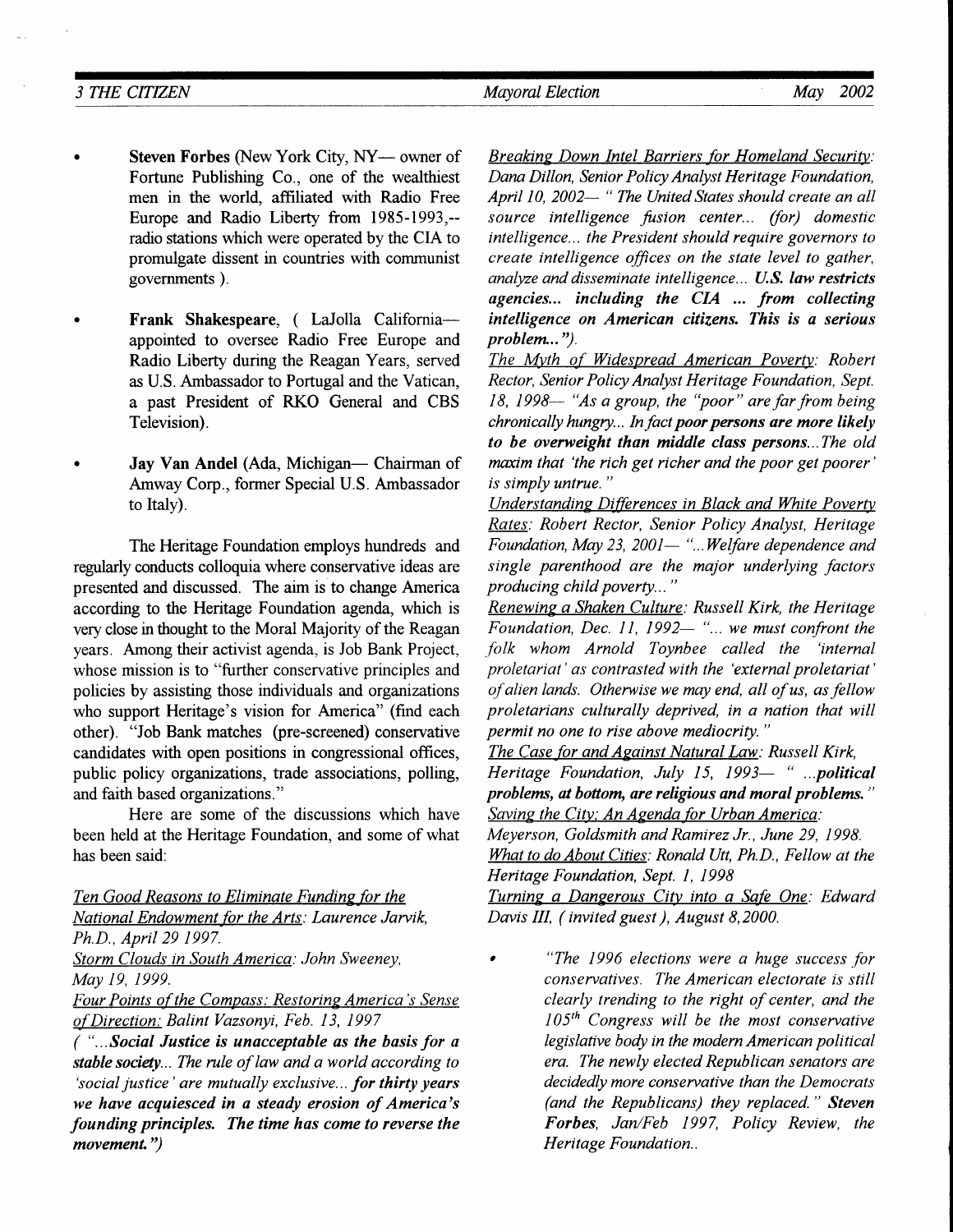- **Steven Forbes** (New York City, NY— owner of Fortune Publishing Co., one of the wealthiest men in the world, affiliated with Radio Free Europe and Radio Liberty from 1985-1993,--radio stations which were operated by the CIA to promulgate dissent in countries with communist governments ).

- **Frank Shakespeare**, ( LaJolla California— appointed to oversee Radio Free Europe and Radio Liberty during the Reagan Years, served as U.S. Ambassador to Portugal and the Vatican, a past President of RKO General and CBS Television).

- **Jay Van Andel** (Ada, Michigan— Chairman of Amway Corp., former Special U.S. Ambassador to Italy).

The Heritage Foundation employs hundreds and regularly conducts colloquia where conservative ideas are presented and discussed. The aim is to change America according to the Heritage Foundation agenda, which is very close in thought to the Moral Majority of the Reagan years. Among their activist agenda, is Job Bank Project, whose mission is to "further conservative principles and policies by assisting those individuals and organizations who support Heritage's vision for America" (find each other). "Job Bank matches (pre-screened) conservative candidates with open positions in congressional offices, public policy organizations, trade associations, polling, and faith based organizations."

Here are some of the discussions which have been held at the Heritage Foundation, and some of what has been said:

Ten Good Reasons to Eliminate Funding for the National Endowment for the Arts: *Laurence Jarvik, Ph.D., April 29 1997.*

Storm Clouds in South America: *John Sweeney, May 19, 1999.*

Four Points of the Compass: Restoring America's Sense of Direction: *Balint Vazsonyi, Feb. 13, 1997*

*( "...**Social Justice is unacceptable as the basis for a stable society**... The rule of law and a world according to 'social justice' are mutually exclusive... **for thirty years we have acquiesced in a steady erosion of America's founding principles. The time has come to reverse the movement.**")*

Breaking Down Intel Barriers for Homeland Security: *Dana Dillon, Senior Policy Analyst Heritage Foundation, April 10, 2002— " The United States should create an all source intelligence fusion center... (for) domestic intelligence... the President should require governors to create intelligence offices on the state level to gather, analyze and disseminate intelligence... **U.S. law restricts agencies... including the CIA ... from collecting intelligence on American citizens. This is a serious problem...**").*

The Myth of Widespread American Poverty: *Robert Rector, Senior Policy Analyst Heritage Foundation, Sept. 18, 1998— "As a group, the "poor" are far from being chronically hungry... In fact **poor persons are more likely to be overweight than middle class persons**...The old maxim that 'the rich get richer and the poor get poorer' is simply untrue."*

Understanding Differences in Black and White Poverty Rates: *Robert Rector, Senior Policy Analyst, Heritage Foundation, May 23, 2001— "...Welfare dependence and single parenthood are the major underlying factors producing child poverty..."*

Renewing a Shaken Culture: *Russell Kirk, the Heritage Foundation, Dec. 11, 1992— "... we must confront the folk whom Arnold Toynbee called the 'internal proletariat' as contrasted with the 'external proletariat' of alien lands. Otherwise we may end, all of us, as fellow proletarians culturally deprived, in a nation that will permit no one to rise above mediocrity."*

The Case for and Against Natural Law: *Russell Kirk, Heritage Foundation, July 15, 1993— " ...**political problems, at bottom, are religious and moral problems.**"*

Saving the City; An Agenda for Urban America: *Meyerson, Goldsmith and Ramirez Jr., June 29, 1998.*

What to do About Cities: *Ronald Utt, Ph.D., Fellow at the Heritage Foundation, Sept. 1, 1998*

Turning a Dangerous City into a Safe One: *Edward Davis III, ( invited guest ), August 8, 2000.*

- *"The 1996 elections were a huge success for conservatives. The American electorate is still clearly trending to the right of center, and the 105th Congress will be the most conservative legislative body in the modern American political era. The newly elected Republican senators are decidedly more conservative than the Democrats (and the Republicans) they replaced."* ***Steven Forbes**, Jan/Feb 1997, Policy Review, the Heritage Foundation..*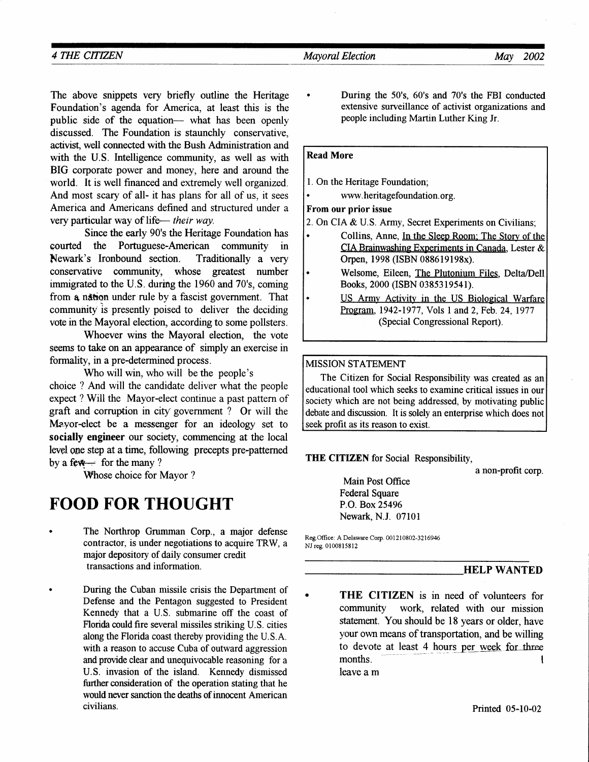The above snippets very briefly outline the Heritage Foundation's agenda for America, at least this is the public side of the equation— what has been openly discussed. The Foundation is staunchly conservative, activist, well connected with the Bush Administration and with the U.S. Intelligence community, as well as with BIG corporate power and money, here and around the world. It is well financed and extremely well organized. And most scary of all- it has plans for all of us, it sees America and Americans defined and structured under a very particular way of life— *their way.*

Since the early 90's the Heritage Foundation has courted the Portuguese-American community in Newark's Ironbound section. Traditionally a very conservative community, whose greatest number immigrated to the U.S. during the 1960 and 70's, coming from a nation under rule by a fascist government. That community is presently poised to deliver the deciding vote in the Mayoral election, according to some pollsters.

Whoever wins the Mayoral election, the vote seems to take on an appearance of simply an exercise in formality, in a pre-determined process.

Who will win, who will be the people's choice ? And will the candidate deliver what the people expect ? Will the Mayor-elect continue a past pattern of graft and corruption in city government ? Or will the Mayor-elect be a messenger for an ideology set to **socially engineer** our society, commencing at the local level one step at a time, following precepts pre-patterned by a few— for the many ?

Whose choice for Mayor ?

# FOOD FOR THOUGHT

- The Northrop Grumman Corp., a major defense contractor, is under negotiations to acquire TRW, a major depository of daily consumer credit transactions and information.
- During the Cuban missile crisis the Department of Defense and the Pentagon suggested to President Kennedy that a U.S. submarine off the coast of Florida could fire several missiles striking U.S. cities along the Florida coast thereby providing the U.S.A. with a reason to accuse Cuba of outward aggression and provide clear and unequivocable reasoning for a U.S. invasion of the island. Kennedy dismissed further consideration of the operation stating that he would never sanction the deaths of innocent American civilians.
- During the 50's, 60's and 70's the FBI conducted extensive surveillance of activist organizations and people including Martin Luther King Jr.

**Read More**

1. On the Heritage Foundation;
   - www.heritagefoundation.org.

**From our prior issue**

2. On CIA & U.S. Army, Secret Experiments on Civilians;
   - Collins, Anne, In the Sleep Room: The Story of the CIA Brainwashing Experiments in Canada, Lester & Orpen, 1998 (ISBN 088619198x).
   - Welsome, Eileen, The Plutonium Files, Delta/Dell Books, 2000 (ISBN 0385319541).
   - US Army Activity in the US Biological Warfare Program, 1942-1977, Vols 1 and 2, Feb. 24, 1977 (Special Congressional Report).

MISSION STATEMENT

The Citizen for Social Responsibility was created as an educational tool which seeks to examine critical issues in our society which are not being addressed, by motivating public debate and discussion. It is solely an enterprise which does not seek profit as its reason to exist.

**THE CITIZEN** for Social Responsibility,
a non-profit corp.

Main Post Office
Federal Square
P.O. Box 25496
Newark, N.J. 07101

Reg.Office: A Delaware Corp. 001210802-3216946
NJ reg. 0100815812

## HELP WANTED

- **THE CITIZEN** is in need of volunteers for community work, related with our mission statement. You should be 18 years or older, have your own means of transportation, and be willing to devote at least 4 hours per week for three months. leave a m

Printed 05-10-02